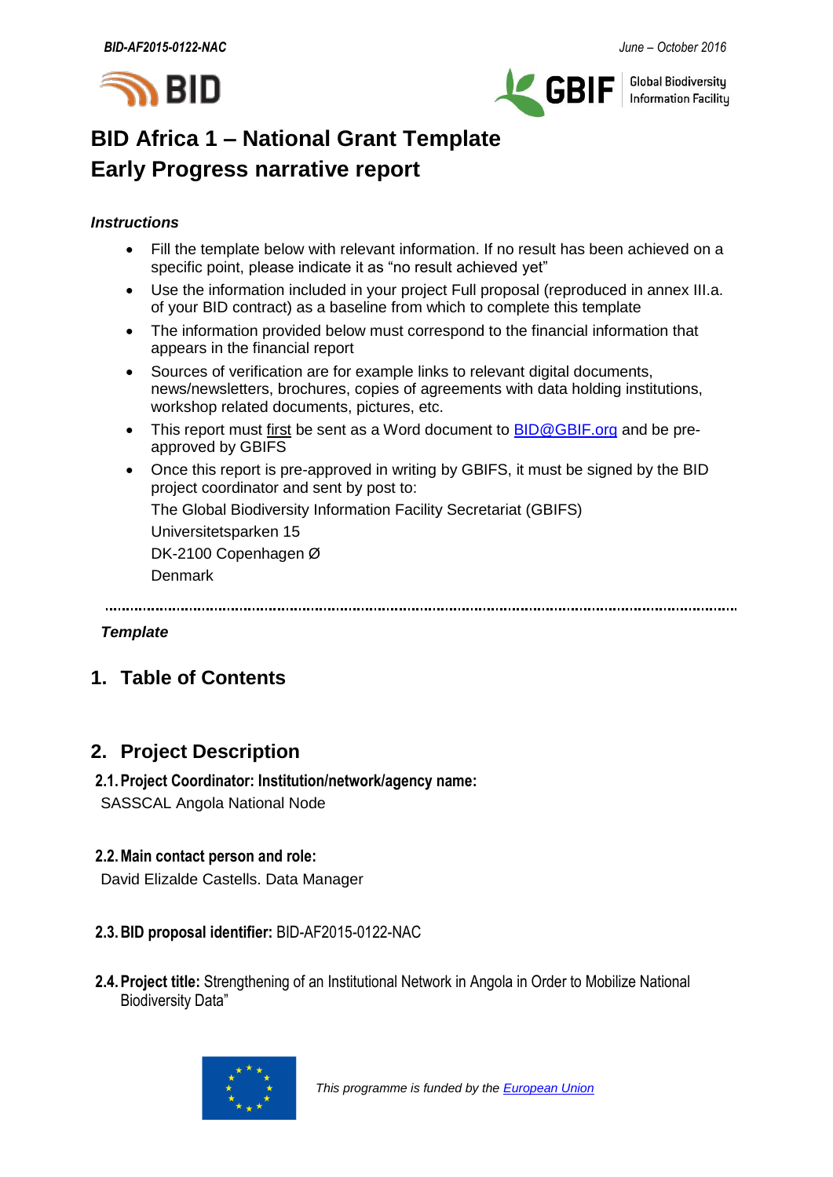# BID Africa 1 – National Grant Template
# Early Progress narrative report

***Instructions***

- Fill the template below with relevant information. If no result has been achieved on a specific point, please indicate it as "no result achieved yet"
- Use the information included in your project Full proposal (reproduced in annex III.a. of your BID contract) as a baseline from which to complete this template
- The information provided below must correspond to the financial information that appears in the financial report
- Sources of verification are for example links to relevant digital documents, news/newsletters, brochures, copies of agreements with data holding institutions, workshop related documents, pictures, etc.
- This report must first be sent as a Word document to BID@GBIF.org and be pre-approved by GBIFS
- Once this report is pre-approved in writing by GBIFS, it must be signed by the BID project coordinator and sent by post to:

  The Global Biodiversity Information Facility Secretariat (GBIFS)

  Universitetsparken 15

  DK-2100 Copenhagen Ø

  Denmark

---

***Template***

## 1. Table of Contents

## 2. Project Description

### 2.1. Project Coordinator: Institution/network/agency name:

SASSCAL Angola National Node

### 2.2. Main contact person and role:

David Elizalde Castells. Data Manager

### 2.3. BID proposal identifier: BID-AF2015-0122-NAC

### 2.4. Project title: Strengthening of an Institutional Network in Angola in Order to Mobilize National Biodiversity Data"

*This programme is funded by the European Union*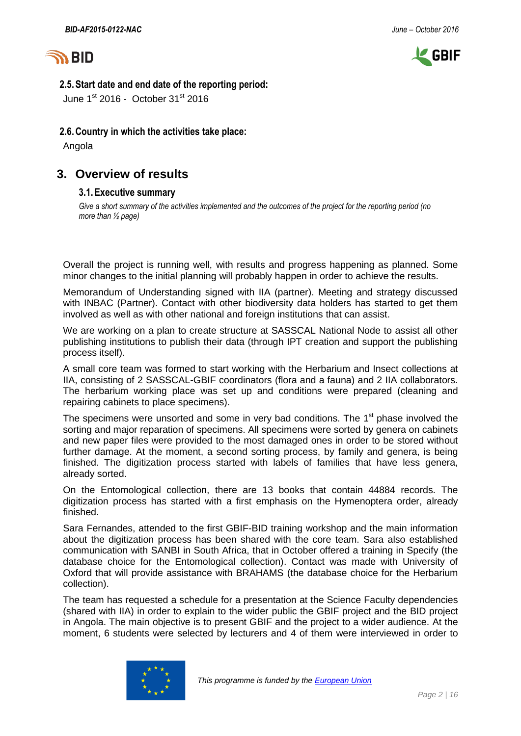### 2.5. Start date and end date of the reporting period:

June 1st 2016 - October 31st 2016

### 2.6. Country in which the activities take place:

Angola

## 3. Overview of results

### 3.1. Executive summary

*Give a short summary of the activities implemented and the outcomes of the project for the reporting period (no more than ½ page)*

Overall the project is running well, with results and progress happening as planned. Some minor changes to the initial planning will probably happen in order to achieve the results.

Memorandum of Understanding signed with IIA (partner). Meeting and strategy discussed with INBAC (Partner). Contact with other biodiversity data holders has started to get them involved as well as with other national and foreign institutions that can assist.

We are working on a plan to create structure at SASSCAL National Node to assist all other publishing institutions to publish their data (through IPT creation and support the publishing process itself).

A small core team was formed to start working with the Herbarium and Insect collections at IIA, consisting of 2 SASSCAL-GBIF coordinators (flora and a fauna) and 2 IIA collaborators. The herbarium working place was set up and conditions were prepared (cleaning and repairing cabinets to place specimens).

The specimens were unsorted and some in very bad conditions. The 1st phase involved the sorting and major reparation of specimens. All specimens were sorted by genera on cabinets and new paper files were provided to the most damaged ones in order to be stored without further damage. At the moment, a second sorting process, by family and genera, is being finished. The digitization process started with labels of families that have less genera, already sorted.

On the Entomological collection, there are 13 books that contain 44884 records. The digitization process has started with a first emphasis on the Hymenoptera order, already finished.

Sara Fernandes, attended to the first GBIF-BID training workshop and the main information about the digitization process has been shared with the core team. Sara also established communication with SANBI in South Africa, that in October offered a training in Specify (the database choice for the Entomological collection). Contact was made with University of Oxford that will provide assistance with BRAHAMS (the database choice for the Herbarium collection).

The team has requested a schedule for a presentation at the Science Faculty dependencies (shared with IIA) in order to explain to the wider public the GBIF project and the BID project in Angola. The main objective is to present GBIF and the project to a wider audience. At the moment, 6 students were selected by lecturers and 4 of them were interviewed in order to

*This programme is funded by the European Union*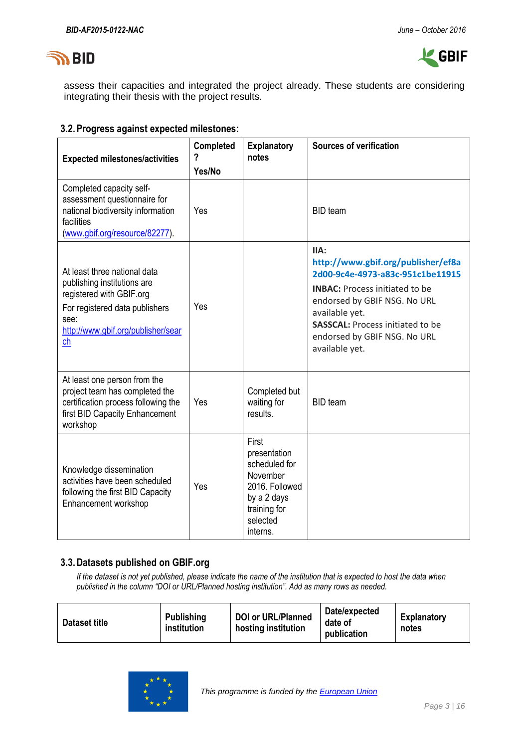assess their capacities and integrated the project already. These students are considering integrating their thesis with the project results.

### 3.2. Progress against expected milestones:

| Expected milestones/activities | Completed? Yes/No | Explanatory notes | Sources of verification |
|---|---|---|---|
| Completed capacity self-assessment questionnaire for national biodiversity information facilities ([www.gbif.org/resource/82277](www.gbif.org/resource/82277)). | Yes | | BID team |
| At least three national data publishing institutions are registered with GBIF.org<br>For registered data publishers see: [http://www.gbif.org/publisher/search](http://www.gbif.org/publisher/search) | Yes | | **IIA:** [http://www.gbif.org/publisher/ef8a2d00-9c4e-4973-a83c-951c1be11915](http://www.gbif.org/publisher/ef8a2d00-9c4e-4973-a83c-951c1be11915)<br>**INBAC:** Process initiated to be endorsed by GBIF NSG. No URL available yet.<br>**SASSCAL:** Process initiated to be endorsed by GBIF NSG. No URL available yet. |
| At least one person from the project team has completed the certification process following the first BID Capacity Enhancement workshop | Yes | Completed but waiting for results. | BID team |
| Knowledge dissemination activities have been scheduled following the first BID Capacity Enhancement workshop | Yes | First presentation scheduled for November 2016. Followed by a 2 days training for selected interns. | |

### 3.3. Datasets published on GBIF.org

*If the dataset is not yet published, please indicate the name of the institution that is expected to host the data when published in the column "DOI or URL/Planned hosting institution". Add as many rows as needed.*

| Dataset title | Publishing institution | DOI or URL/Planned hosting institution | Date/expected date of publication | Explanatory notes |
|---|---|---|---|---|

*This programme is funded by the [European Union](European Union)*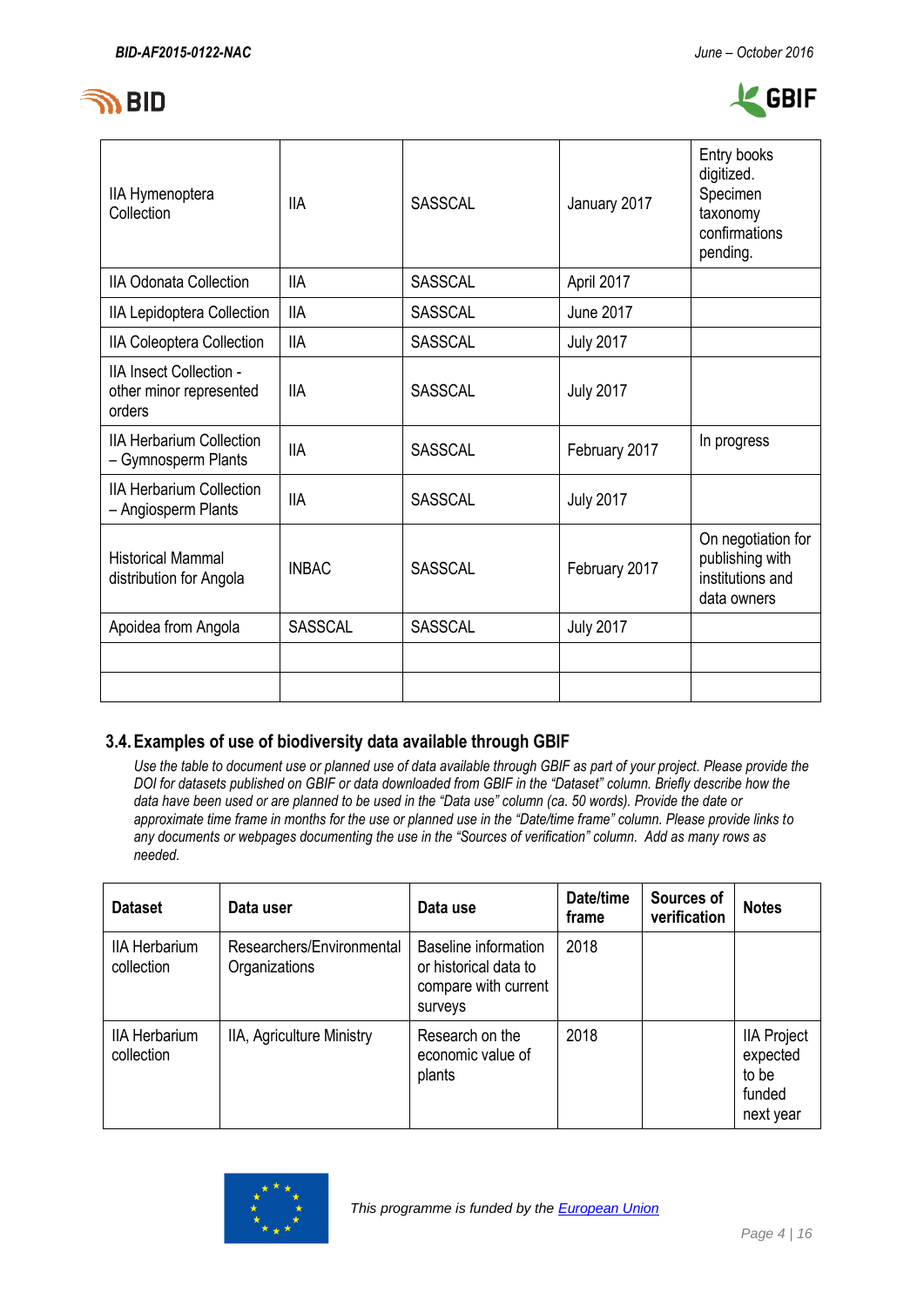| | | | | |
|---|---|---|---|---|
| IIA Hymenoptera Collection | IIA | SASSCAL | January 2017 | Entry books digitized. Specimen taxonomy confirmations pending. |
| IIA Odonata Collection | IIA | SASSCAL | April 2017 | |
| IIA Lepidoptera Collection | IIA | SASSCAL | June 2017 | |
| IIA Coleoptera Collection | IIA | SASSCAL | July 2017 | |
| IIA Insect Collection - other minor represented orders | IIA | SASSCAL | July 2017 | |
| IIA Herbarium Collection – Gymnosperm Plants | IIA | SASSCAL | February 2017 | In progress |
| IIA Herbarium Collection – Angiosperm Plants | IIA | SASSCAL | July 2017 | |
| Historical Mammal distribution for Angola | INBAC | SASSCAL | February 2017 | On negotiation for publishing with institutions and data owners |
| Apoidea from Angola | SASSCAL | SASSCAL | July 2017 | |
| | | | | |
| | | | | |

### 3.4. Examples of use of biodiversity data available through GBIF

*Use the table to document use or planned use of data available through GBIF as part of your project. Please provide the DOI for datasets published on GBIF or data downloaded from GBIF in the "Dataset" column. Briefly describe how the data have been used or are planned to be used in the "Data use" column (ca. 50 words). Provide the date or approximate time frame in months for the use or planned use in the "Date/time frame" column. Please provide links to any documents or webpages documenting the use in the "Sources of verification" column. Add as many rows as needed.*

| Dataset | Data user | Data use | Date/time frame | Sources of verification | Notes |
|---|---|---|---|---|---|
| IIA Herbarium collection | Researchers/Environmental Organizations | Baseline information or historical data to compare with current surveys | 2018 | | |
| IIA Herbarium collection | IIA, Agriculture Ministry | Research on the economic value of plants | 2018 | | IIA Project expected to be funded next year |

*This programme is funded by the European Union*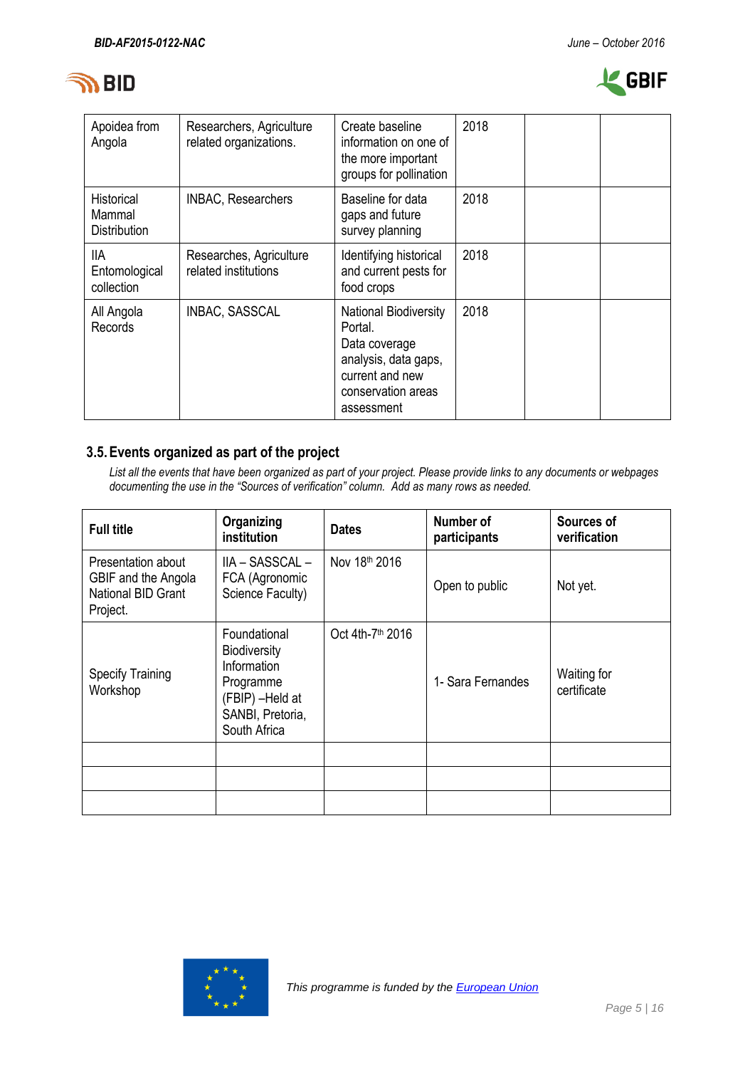| Apoidea from Angola | Researchers, Agriculture related organizations. | Create baseline information on one of the more important groups for pollination | 2018 | | |
|---|---|---|---|---|---|
| Historical Mammal Distribution | INBAC, Researchers | Baseline for data gaps and future survey planning | 2018 | | |
| IIA Entomological collection | Researches, Agriculture related institutions | Identifying historical and current pests for food crops | 2018 | | |
| All Angola Records | INBAC, SASSCAL | National Biodiversity Portal. Data coverage analysis, data gaps, current and new conservation areas assessment | 2018 | | |

### 3.5. Events organized as part of the project

*List all the events that have been organized as part of your project. Please provide links to any documents or webpages documenting the use in the "Sources of verification" column. Add as many rows as needed.*

| Full title | Organizing institution | Dates | Number of participants | Sources of verification |
|---|---|---|---|---|
| Presentation about GBIF and the Angola National BID Grant Project. | IIA – SASSCAL – FCA (Agronomic Science Faculty) | Nov 18th 2016 | Open to public | Not yet. |
| Specify Training Workshop | Foundational Biodiversity Information Programme (FBIP) –Held at SANBI, Pretoria, South Africa | Oct 4th-7th 2016 | 1- Sara Fernandes | Waiting for certificate |
| | | | | |
| | | | | |
| | | | | |

*This programme is funded by the European Union*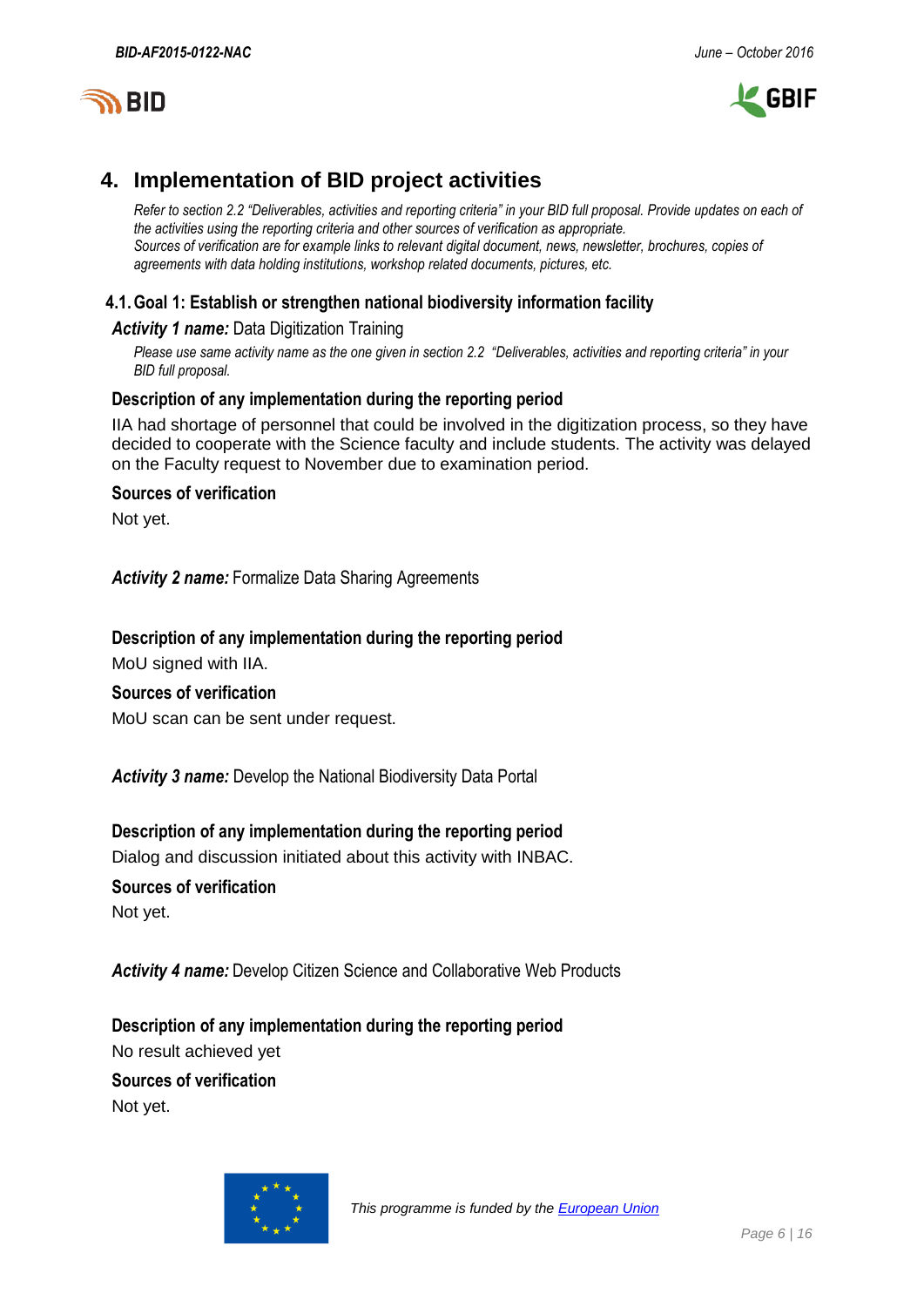## 4. Implementation of BID project activities

*Refer to section 2.2 "Deliverables, activities and reporting criteria" in your BID full proposal. Provide updates on each of the activities using the reporting criteria and other sources of verification as appropriate.*
*Sources of verification are for example links to relevant digital document, news, newsletter, brochures, copies of agreements with data holding institutions, workshop related documents, pictures, etc.*

### 4.1. Goal 1: Establish or strengthen national biodiversity information facility

***Activity 1 name:*** Data Digitization Training

*Please use same activity name as the one given in section 2.2 "Deliverables, activities and reporting criteria" in your BID full proposal.*

**Description of any implementation during the reporting period**

IIA had shortage of personnel that could be involved in the digitization process, so they have decided to cooperate with the Science faculty and include students. The activity was delayed on the Faculty request to November due to examination period.

**Sources of verification**

Not yet.

***Activity 2 name:*** Formalize Data Sharing Agreements

**Description of any implementation during the reporting period**

MoU signed with IIA.

**Sources of verification**

MoU scan can be sent under request.

***Activity 3 name:*** Develop the National Biodiversity Data Portal

**Description of any implementation during the reporting period**

Dialog and discussion initiated about this activity with INBAC.

**Sources of verification**

Not yet.

***Activity 4 name:*** Develop Citizen Science and Collaborative Web Products

**Description of any implementation during the reporting period**

No result achieved yet

**Sources of verification**

Not yet.

*This programme is funded by the [European Union]*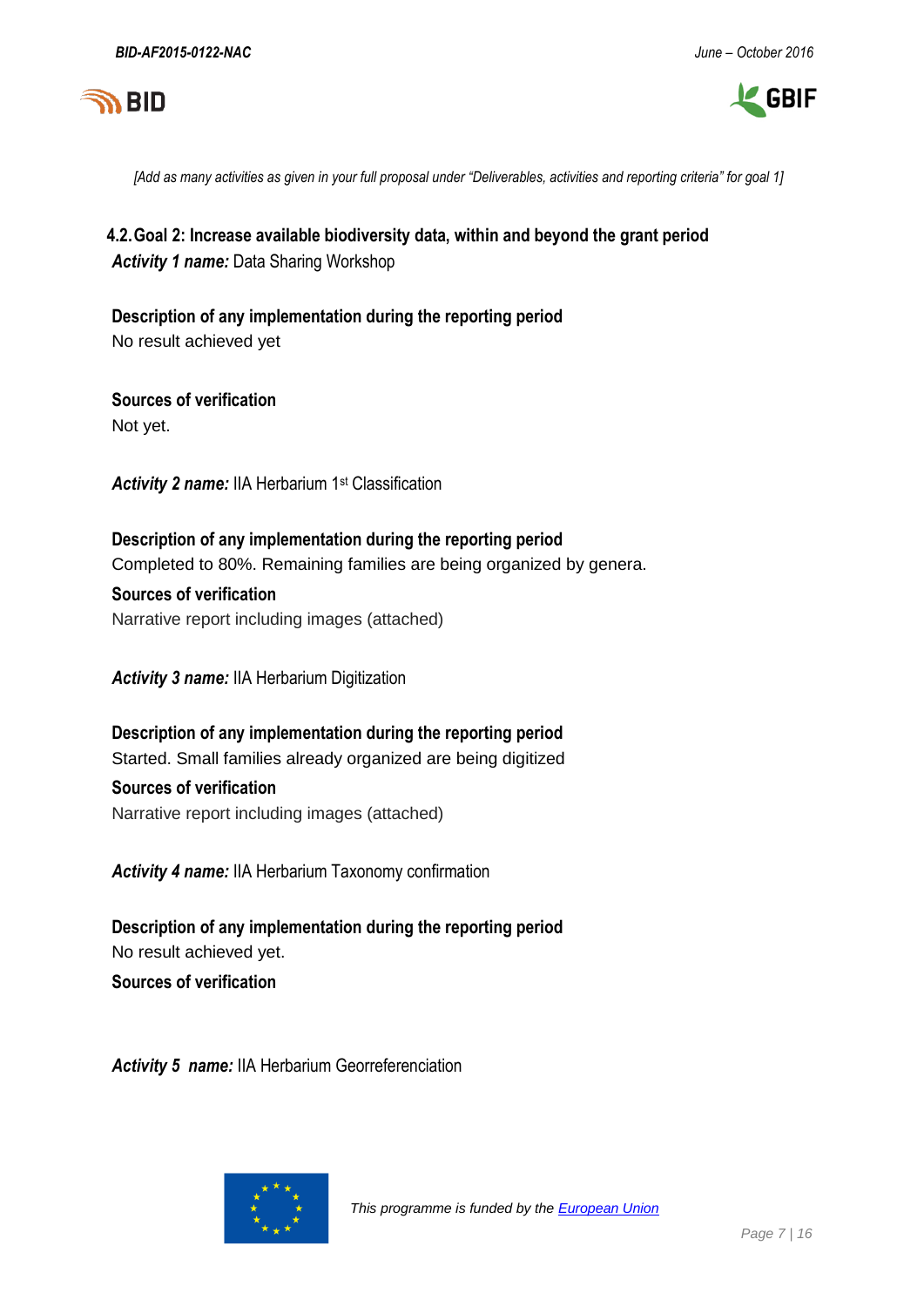*[Add as many activities as given in your full proposal under "Deliverables, activities and reporting criteria" for goal 1]*

## 4.2. Goal 2: Increase available biodiversity data, within and beyond the grant period

***Activity 1 name:*** Data Sharing Workshop

**Description of any implementation during the reporting period**

No result achieved yet

**Sources of verification**

Not yet.

***Activity 2 name:*** IIA Herbarium 1st Classification

**Description of any implementation during the reporting period**

Completed to 80%. Remaining families are being organized by genera.

**Sources of verification**

Narrative report including images (attached)

***Activity 3 name:*** IIA Herbarium Digitization

**Description of any implementation during the reporting period**

Started. Small families already organized are being digitized

**Sources of verification**

Narrative report including images (attached)

***Activity 4 name:*** IIA Herbarium Taxonomy confirmation

**Description of any implementation during the reporting period**

No result achieved yet.

**Sources of verification**

***Activity 5 name:*** IIA Herbarium Georreferenciation

*This programme is funded by the European Union*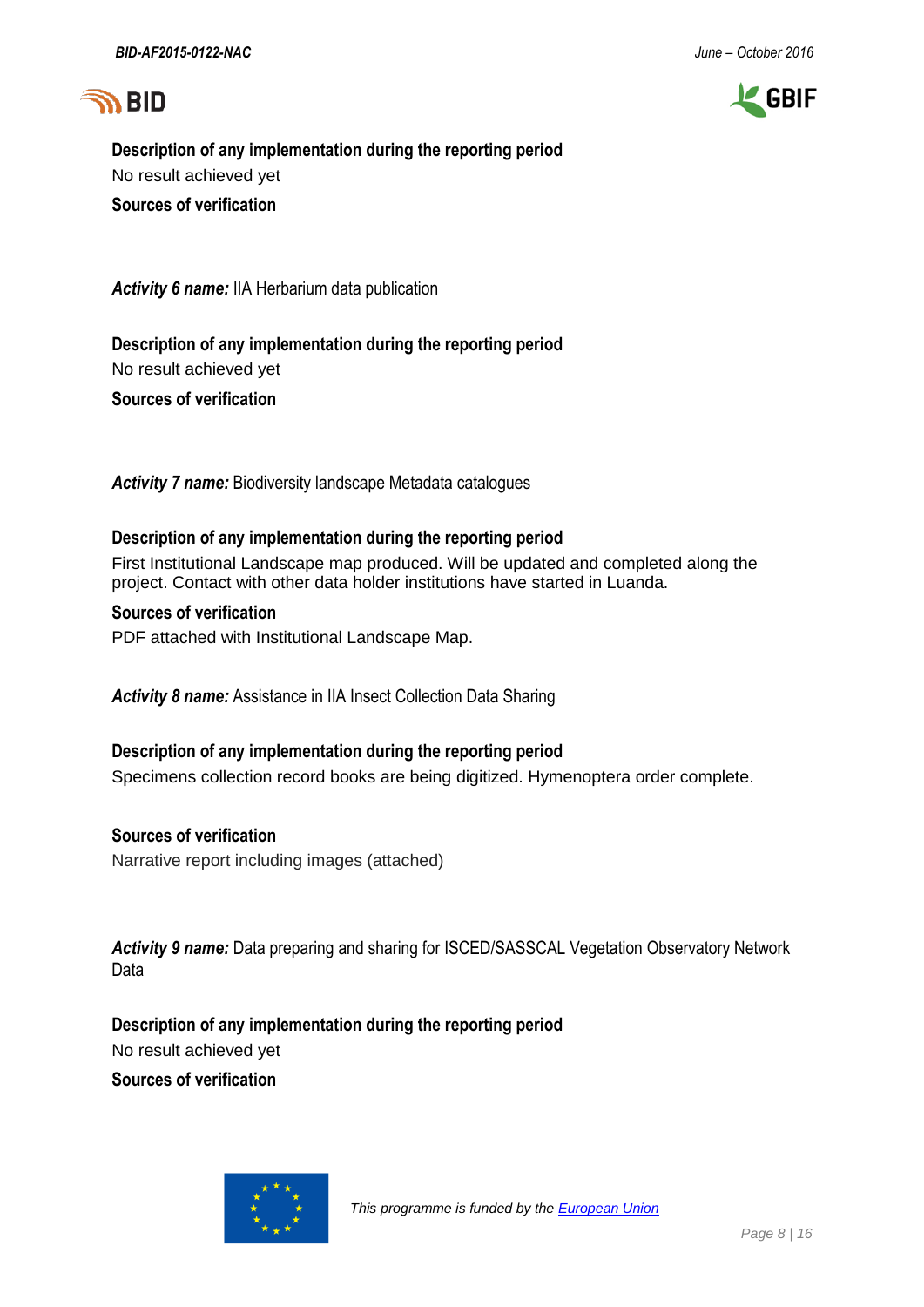**Description of any implementation during the reporting period**

No result achieved yet

**Sources of verification**

***Activity 6 name:*** IIA Herbarium data publication

**Description of any implementation during the reporting period**

No result achieved yet

**Sources of verification**

***Activity 7 name:*** Biodiversity landscape Metadata catalogues

**Description of any implementation during the reporting period**

First Institutional Landscape map produced. Will be updated and completed along the project. Contact with other data holder institutions have started in Luanda.

**Sources of verification**

PDF attached with Institutional Landscape Map.

***Activity 8 name:*** Assistance in IIA Insect Collection Data Sharing

**Description of any implementation during the reporting period**

Specimens collection record books are being digitized. Hymenoptera order complete.

**Sources of verification**

Narrative report including images (attached)

***Activity 9 name:*** Data preparing and sharing for ISCED/SASSCAL Vegetation Observatory Network Data

**Description of any implementation during the reporting period**

No result achieved yet

**Sources of verification**

*This programme is funded by the European Union*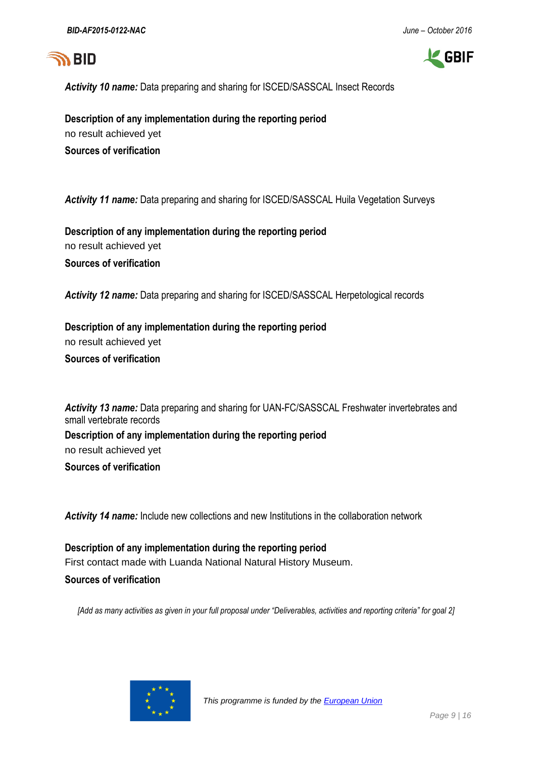***Activity 10 name:*** Data preparing and sharing for ISCED/SASSCAL Insect Records

**Description of any implementation during the reporting period**

no result achieved yet

**Sources of verification**

***Activity 11 name:*** Data preparing and sharing for ISCED/SASSCAL Huila Vegetation Surveys

**Description of any implementation during the reporting period**

no result achieved yet

**Sources of verification**

***Activity 12 name:*** Data preparing and sharing for ISCED/SASSCAL Herpetological records

**Description of any implementation during the reporting period**

no result achieved yet

**Sources of verification**

***Activity 13 name:*** Data preparing and sharing for UAN-FC/SASSCAL Freshwater invertebrates and small vertebrate records

**Description of any implementation during the reporting period**

no result achieved yet

**Sources of verification**

***Activity 14 name:*** Include new collections and new Institutions in the collaboration network

**Description of any implementation during the reporting period**

First contact made with Luanda National Natural History Museum.

**Sources of verification**

*[Add as many activities as given in your full proposal under "Deliverables, activities and reporting criteria" for goal 2]*

*This programme is funded by the European Union*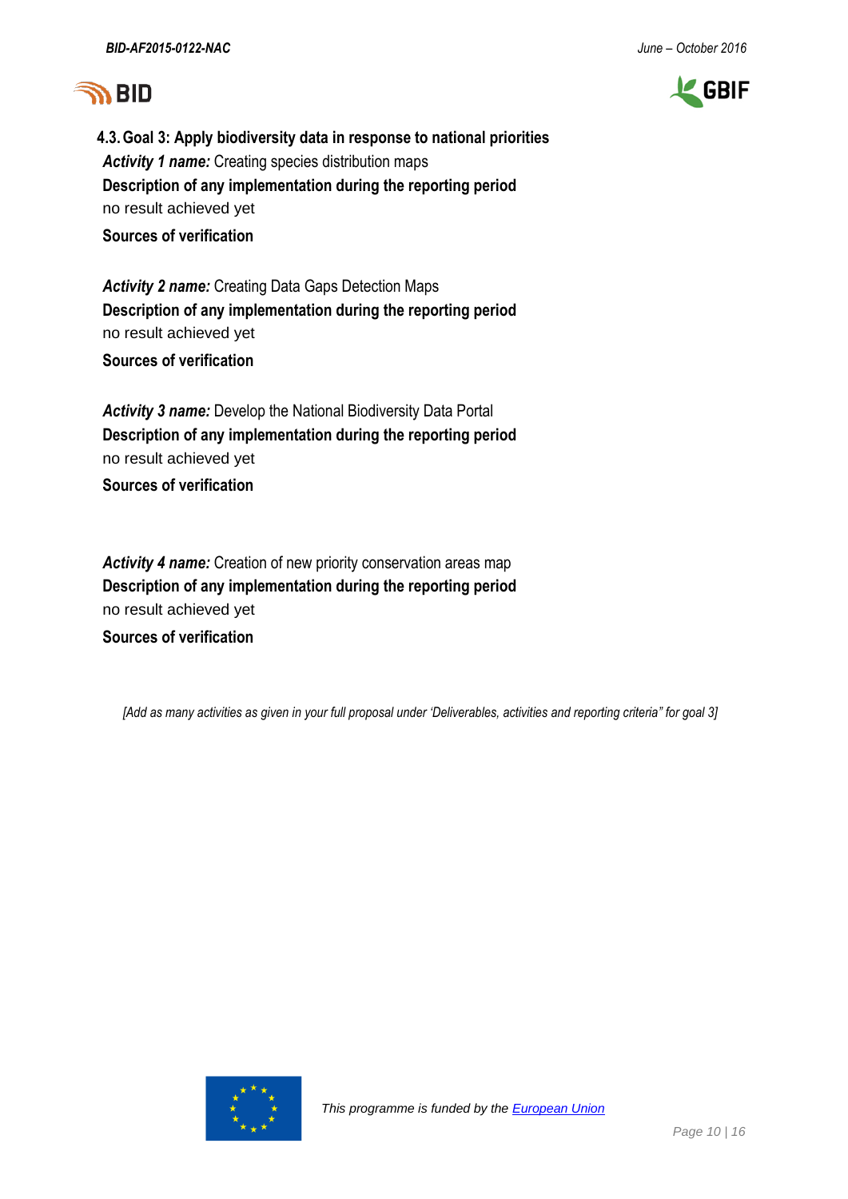### 4.3. Goal 3: Apply biodiversity data in response to national priorities

***Activity 1 name:*** Creating species distribution maps

**Description of any implementation during the reporting period**

no result achieved yet

**Sources of verification**

***Activity 2 name:*** Creating Data Gaps Detection Maps

**Description of any implementation during the reporting period**

no result achieved yet

**Sources of verification**

***Activity 3 name:*** Develop the National Biodiversity Data Portal

**Description of any implementation during the reporting period**

no result achieved yet

**Sources of verification**

***Activity 4 name:*** Creation of new priority conservation areas map

**Description of any implementation during the reporting period**

no result achieved yet

**Sources of verification**

*[Add as many activities as given in your full proposal under 'Deliverables, activities and reporting criteria" for goal 3]*

*This programme is funded by the European Union*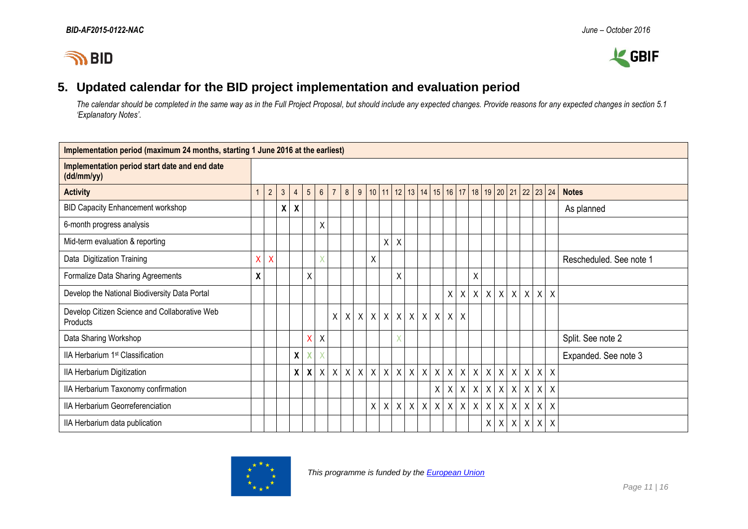## 5. Updated calendar for the BID project implementation and evaluation period

*The calendar should be completed in the same way as in the Full Project Proposal, but should include any expected changes. Provide reasons for any expected changes in section 5.1 'Explanatory Notes'.*

| Implementation period (maximum 24 months, starting 1 June 2016 at the earliest) | | | | | | | | | | | | | | | | | | | | | | | | | |
|---|---|---|---|---|---|---|---|---|---|---|---|---|---|---|---|---|---|---|---|---|---|---|---|---|---|
| Implementation period start date and end date (dd/mm/yy) | | | | | | | | | | | | | | | | | | | | | | | | | |
| **Activity** | 1 | 2 | 3 | 4 | 5 | 6 | 7 | 8 | 9 | 10 | 11 | 12 | 13 | 14 | 15 | 16 | 17 | 18 | 19 | 20 | 21 | 22 | 23 | 24 | **Notes** |
| BID Capacity Enhancement workshop | | | **X** | **X** | | | | | | | | | | | | | | | | | | | | | As planned |
| 6-month progress analysis | | | | | | X | | | | | | | | | | | | | | | | | | | |
| Mid-term evaluation & reporting | | | | | | | | | | | X | X | | | | | | | | | | | | | |
| Data Digitization Training | X | X | | | | X | | | | X | | | | | | | | | | | | | | | Rescheduled. See note 1 |
| Formalize Data Sharing Agreements | **X** | | | | X | | | | | | | X | | | | | | X | | | | | | | |
| Develop the National Biodiversity Data Portal | | | | | | | | | | | | | | | | X | X | X | X | X | X | X | X | X | |
| Develop Citizen Science and Collaborative Web Products | | | | | | | X | X | X | X | X | X | X | X | X | X | X | | | | | | | | |
| Data Sharing Workshop | | | | | X | X | | | | | | X | | | | | | | | | | | | | Split. See note 2 |
| IIA Herbarium 1st Classification | | | | **X** | X | X | | | | | | | | | | | | | | | | | | | Expanded. See note 3 |
| IIA Herbarium Digitization | | | | **X** | **X** | X | X | X | X | X | X | X | X | X | X | X | X | X | X | X | X | X | X | X | |
| IIA Herbarium Taxonomy confirmation | | | | | | | | | | | | | | | X | X | X | X | X | X | X | X | X | X | |
| IIA Herbarium Georeferenciation | | | | | | | | | | X | X | X | X | X | X | X | X | X | X | X | X | X | X | X | |
| IIA Herbarium data publication | | | | | | | | | | | | | | | | | | | X | X | X | X | X | X | |

*This programme is funded by the European Union*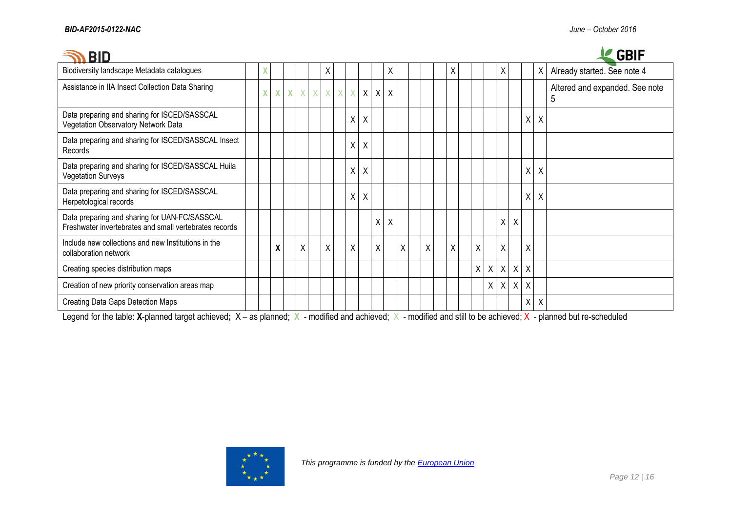| | | | | | | | | | | | | | | | | | | | | | | | | | |
|---|---|---|---|---|---|---|---|---|---|---|---|---|---|---|---|---|---|---|---|---|---|---|---|---|---|
| Biodiversity landscape Metadata catalogues | | X | | | | | X | | | | | X | | | | | X | | | | X | | | X | Already started. See note 4 |
| Assistance in IIA Insect Collection Data Sharing | | X | X | X | X | X | X | X | X | X | X | X | | | | | | | | | | | | | Altered and expanded. See note 5 |
| Data preparing and sharing for ISCED/SASSCAL Vegetation Observatory Network Data | | | | | | | | | X | X | | | | | | | | | | | | | X | X | |
| Data preparing and sharing for ISCED/SASSCAL Insect Records | | | | | | | | | X | X | | | | | | | | | | | | | | | |
| Data preparing and sharing for ISCED/SASSCAL Huila Vegetation Surveys | | | | | | | | | X | X | | | | | | | | | | | | | X | X | |
| Data preparing and sharing for ISCED/SASSCAL Herpetological records | | | | | | | | | X | X | | | | | | | | | | | | | X | X | |
| Data preparing and sharing for UAN-FC/SASSCAL Freshwater invertebrates and small vertebrates records | | | | | | | | | | | X | X | | | | | | | | | X | X | | | |
| Include new collections and new Institutions in the collaboration network | | | **X** | | X | | X | | X | | X | | X | | X | | X | | X | | X | | X | | |
| Creating species distribution maps | | | | | | | | | | | | | | | | | | | X | X | X | X | X | | |
| Creation of new priority conservation areas map | | | | | | | | | | | | | | | | | | | | X | X | X | X | | |
| Creating Data Gaps Detection Maps | | | | | | | | | | | | | | | | | | | | | | | X | X | |

Legend for the table: **X**-planned target achieved**;** X – as planned; X - modified and achieved; X - modified and still to be achieved; X - planned but re-scheduled

This programme is funded by the European Union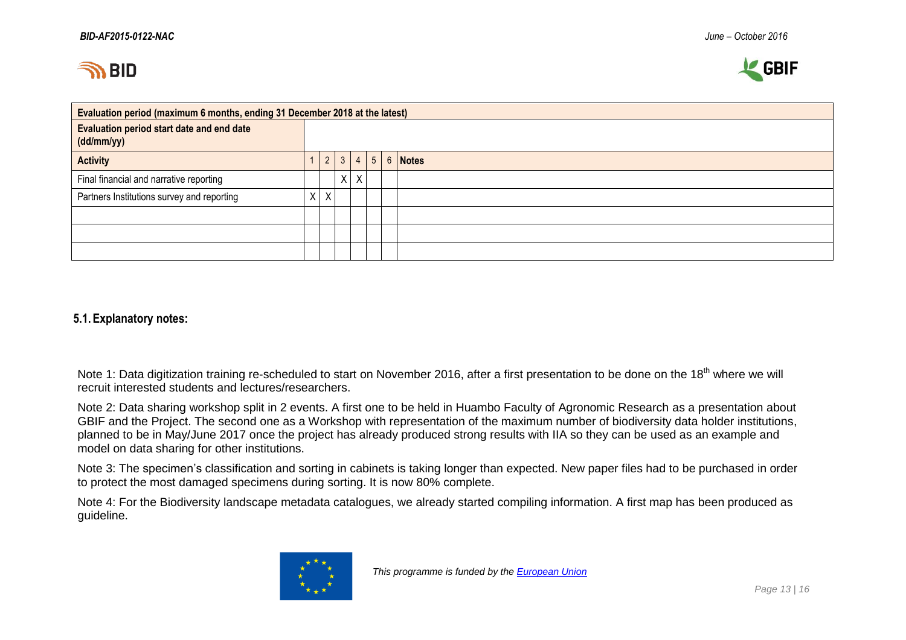| Evaluation period (maximum 6 months, ending 31 December 2018 at the latest) | | | | | | | |
|---|---|---|---|---|---|---|---|
| **Evaluation period start date and end date (dd/mm/yy)** | | | | | | | |
| **Activity** | 1 | 2 | 3 | 4 | 5 | 6 | **Notes** |
| Final financial and narrative reporting | | | X | X | | | |
| Partners Institutions survey and reporting | X | X | | | | | |
| | | | | | | | |
| | | | | | | | |
| | | | | | | | |

## 5.1. Explanatory notes:

Note 1: Data digitization training re-scheduled to start on November 2016, after a first presentation to be done on the 18th where we will recruit interested students and lectures/researchers.

Note 2: Data sharing workshop split in 2 events. A first one to be held in Huambo Faculty of Agronomic Research as a presentation about GBIF and the Project. The second one as a Workshop with representation of the maximum number of biodiversity data holder institutions, planned to be in May/June 2017 once the project has already produced strong results with IIA so they can be used as an example and model on data sharing for other institutions.

Note 3: The specimen's classification and sorting in cabinets is taking longer than expected. New paper files had to be purchased in order to protect the most damaged specimens during sorting. It is now 80% complete.

Note 4: For the Biodiversity landscape metadata catalogues, we already started compiling information. A first map has been produced as guideline.

*This programme is funded by the European Union*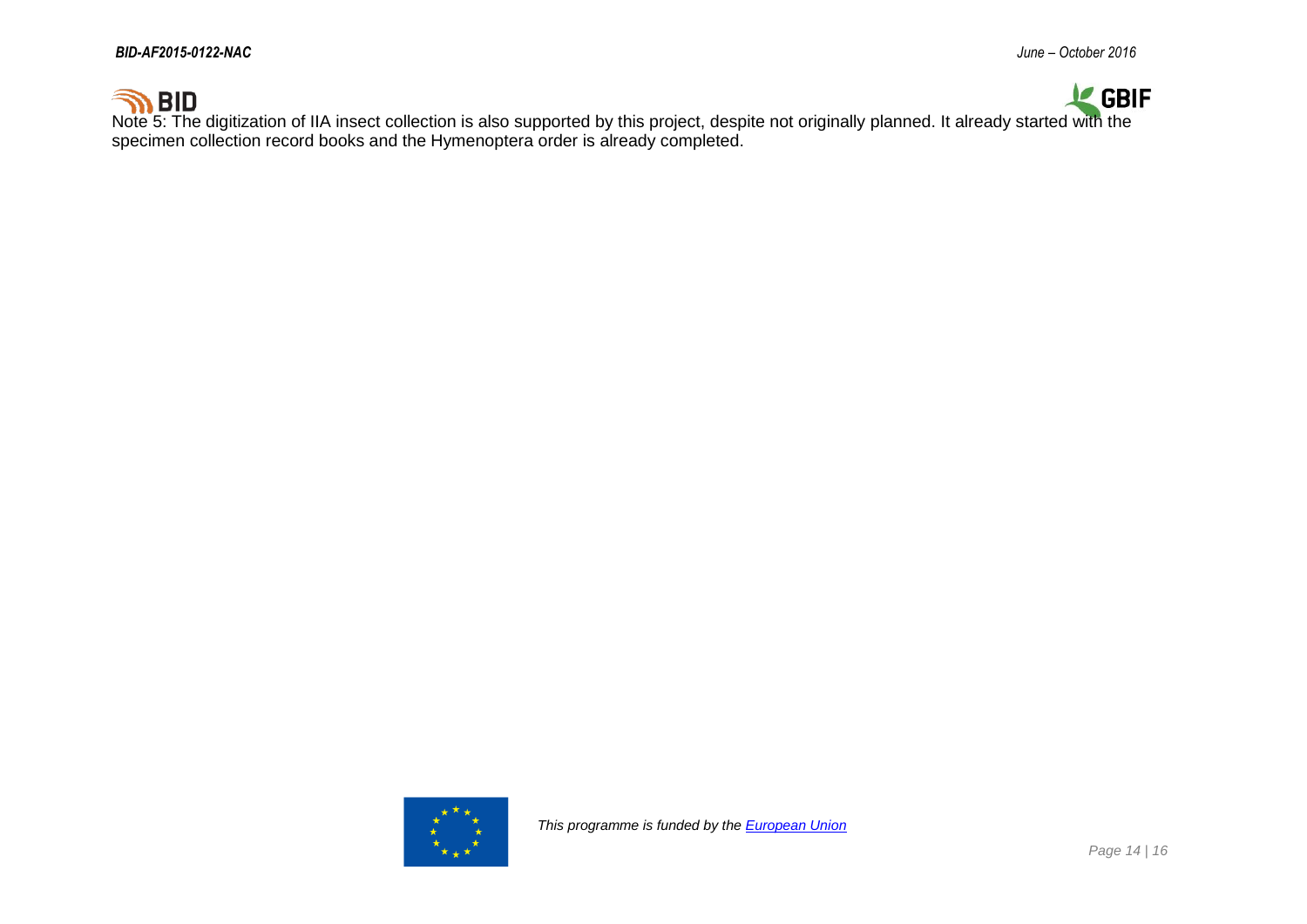Note 5: The digitization of IIA insect collection is also supported by this project, despite not originally planned. It already started with the specimen collection record books and the Hymenoptera order is already completed.

*This programme is funded by the [European Union](https://europa.eu)*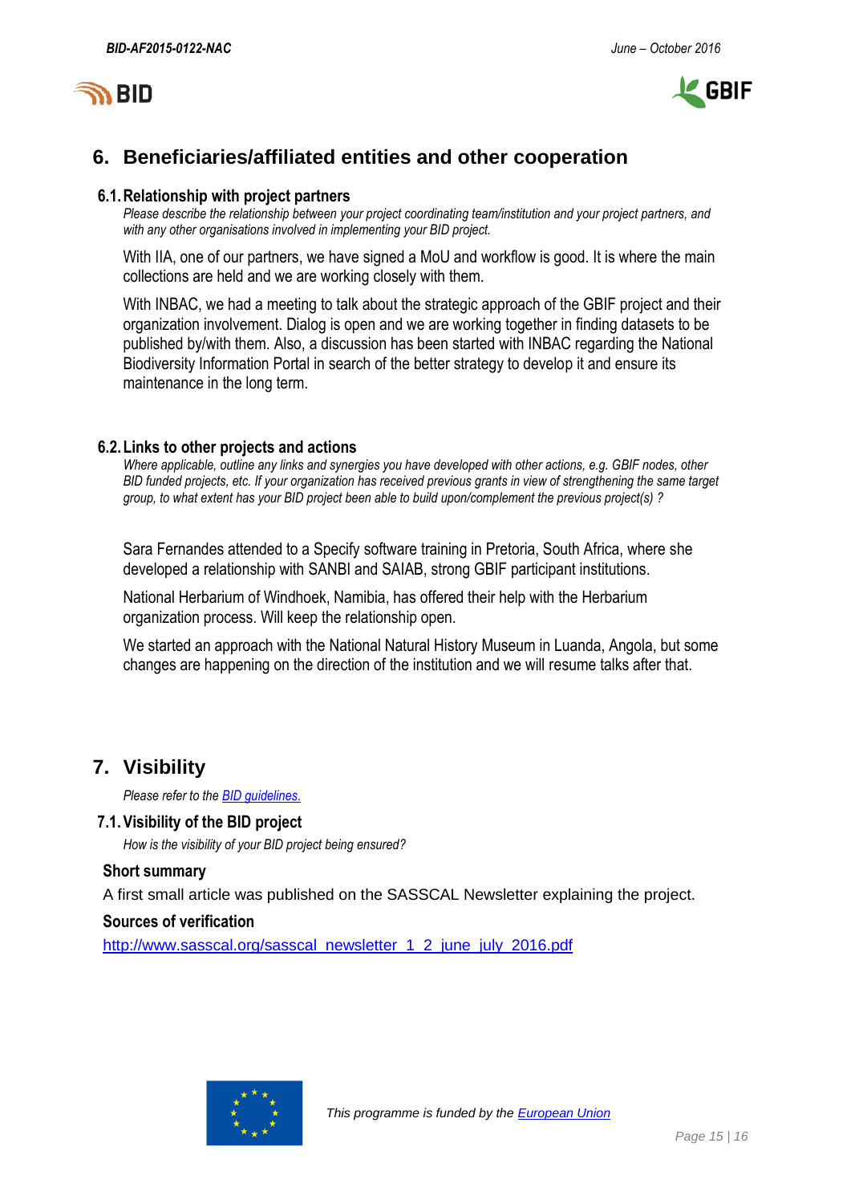## 6. Beneficiaries/affiliated entities and other cooperation

### 6.1. Relationship with project partners

*Please describe the relationship between your project coordinating team/institution and your project partners, and with any other organisations involved in implementing your BID project.*

With IIA, one of our partners, we have signed a MoU and workflow is good. It is where the main collections are held and we are working closely with them.

With INBAC, we had a meeting to talk about the strategic approach of the GBIF project and their organization involvement. Dialog is open and we are working together in finding datasets to be published by/with them. Also, a discussion has been started with INBAC regarding the National Biodiversity Information Portal in search of the better strategy to develop it and ensure its maintenance in the long term.

### 6.2. Links to other projects and actions

*Where applicable, outline any links and synergies you have developed with other actions, e.g. GBIF nodes, other BID funded projects, etc. If your organization has received previous grants in view of strengthening the same target group, to what extent has your BID project been able to build upon/complement the previous project(s) ?*

Sara Fernandes attended to a Specify software training in Pretoria, South Africa, where she developed a relationship with SANBI and SAIAB, strong GBIF participant institutions.

National Herbarium of Windhoek, Namibia, has offered their help with the Herbarium organization process. Will keep the relationship open.

We started an approach with the National Natural History Museum in Luanda, Angola, but some changes are happening on the direction of the institution and we will resume talks after that.

## 7. Visibility

*Please refer to the [BID guidelines.](BID guidelines.)*

### 7.1. Visibility of the BID project

*How is the visibility of your BID project being ensured?*

**Short summary**

A first small article was published on the SASSCAL Newsletter explaining the project.

**Sources of verification**

[http://www.sasscal.org/sasscal_newsletter_1_2_june_july_2016.pdf](http://www.sasscal.org/sasscal_newsletter_1_2_june_july_2016.pdf)

*This programme is funded by the [European Union](European Union)*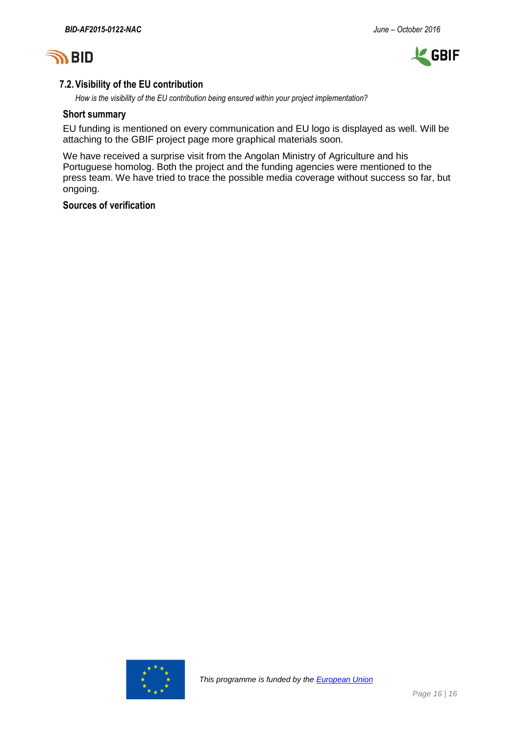## 7.2. Visibility of the EU contribution

*How is the visibility of the EU contribution being ensured within your project implementation?*

**Short summary**

EU funding is mentioned on every communication and EU logo is displayed as well. Will be attaching to the GBIF project page more graphical materials soon.

We have received a surprise visit from the Angolan Ministry of Agriculture and his Portuguese homolog. Both the project and the funding agencies were mentioned to the press team. We have tried to trace the possible media coverage without success so far, but ongoing.

**Sources of verification**

*This programme is funded by the European Union*